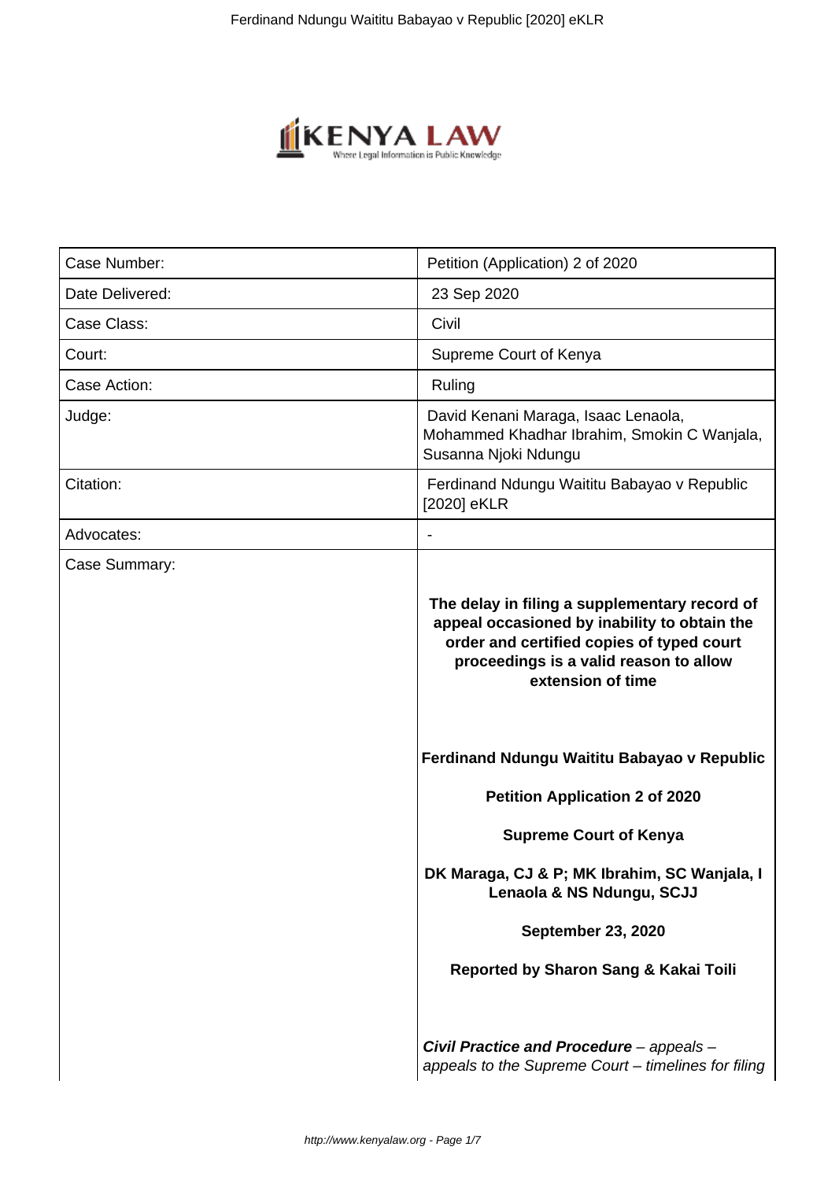| Case Number: | Petition (Application) 2 of 2020 |
|---|---|
| Date Delivered: | 23 Sep 2020 |
| Case Class: | Civil |
| Court: | Supreme Court of Kenya |
| Case Action: | Ruling |
| Judge: | David Kenani Maraga, Isaac Lenaola, Mohammed Khadhar Ibrahim, Smokin C Wanjala, Susanna Njoki Ndungu |
| Citation: | Ferdinand Ndungu Waititu Babayao v Republic [2020] eKLR |
| Advocates: | - |
| Case Summary: | **The delay in filing a supplementary record of appeal occasioned by inability to obtain the order and certified copies of typed court proceedings is a valid reason to allow extension of time**<br><br>**Ferdinand Ndungu Waititu Babayao v Republic**<br><br>**Petition Application 2 of 2020**<br><br>**Supreme Court of Kenya**<br><br>**DK Maraga, CJ & P; MK Ibrahim, SC Wanjala, I Lenaola & NS Ndungu, SCJJ**<br><br>**September 23, 2020**<br><br>**Reported by Sharon Sang & Kakai Toili**<br><br>***Civil Practice and Procedure*** *– appeals – appeals to the Supreme Court – timelines for filing* |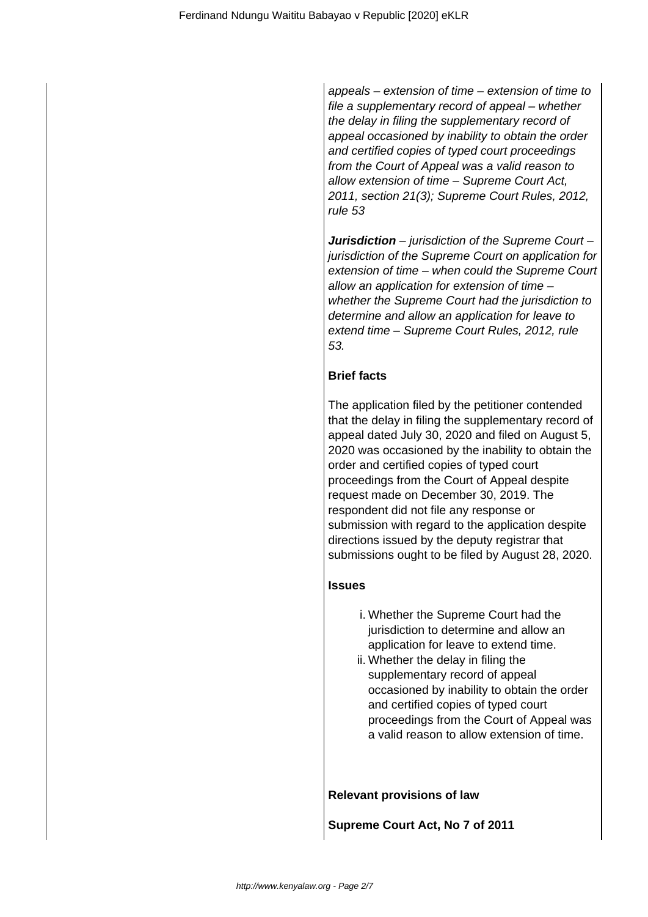*appeals – extension of time – extension of time to file a supplementary record of appeal – whether the delay in filing the supplementary record of appeal occasioned by inability to obtain the order and certified copies of typed court proceedings from the Court of Appeal was a valid reason to allow extension of time – Supreme Court Act, 2011, section 21(3); Supreme Court Rules, 2012, rule 53*

***Jurisdiction** – jurisdiction of the Supreme Court – jurisdiction of the Supreme Court on application for extension of time – when could the Supreme Court allow an application for extension of time – whether the Supreme Court had the jurisdiction to determine and allow an application for leave to extend time – Supreme Court Rules, 2012, rule 53.*

**Brief facts**

The application filed by the petitioner contended that the delay in filing the supplementary record of appeal dated July 30, 2020 and filed on August 5, 2020 was occasioned by the inability to obtain the order and certified copies of typed court proceedings from the Court of Appeal despite request made on December 30, 2019. The respondent did not file any response or submission with regard to the application despite directions issued by the deputy registrar that submissions ought to be filed by August 28, 2020.

**Issues**

i. Whether the Supreme Court had the jurisdiction to determine and allow an application for leave to extend time.
ii. Whether the delay in filing the supplementary record of appeal occasioned by inability to obtain the order and certified copies of typed court proceedings from the Court of Appeal was a valid reason to allow extension of time.

**Relevant provisions of law**

**Supreme Court Act, No 7 of 2011**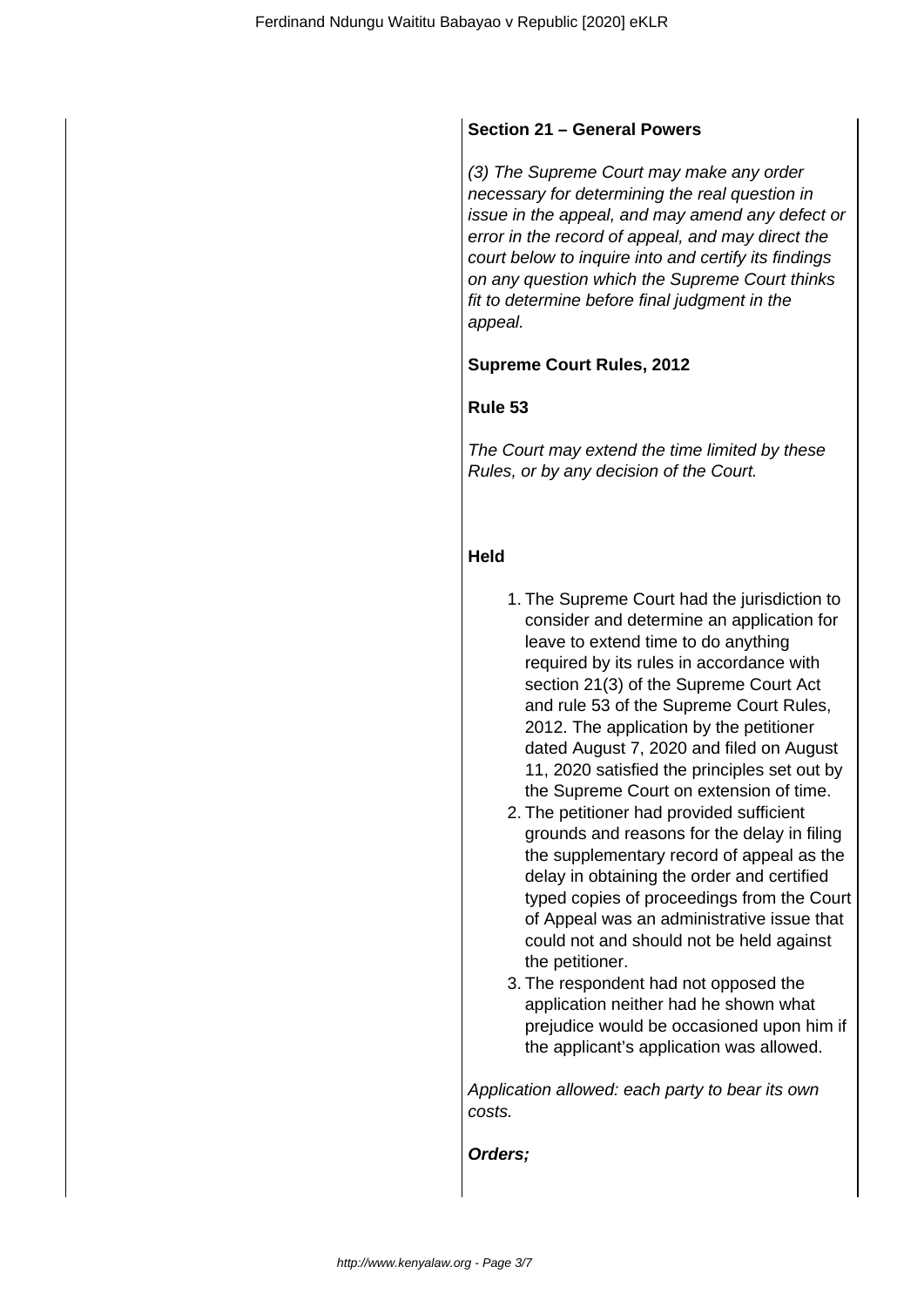**Section 21 – General Powers**

*(3) The Supreme Court may make any order necessary for determining the real question in issue in the appeal, and may amend any defect or error in the record of appeal, and may direct the court below to inquire into and certify its findings on any question which the Supreme Court thinks fit to determine before final judgment in the appeal.*

**Supreme Court Rules, 2012**

**Rule 53**

*The Court may extend the time limited by these Rules, or by any decision of the Court.*

**Held**

1. The Supreme Court had the jurisdiction to consider and determine an application for leave to extend time to do anything required by its rules in accordance with section 21(3) of the Supreme Court Act and rule 53 of the Supreme Court Rules, 2012. The application by the petitioner dated August 7, 2020 and filed on August 11, 2020 satisfied the principles set out by the Supreme Court on extension of time.
2. The petitioner had provided sufficient grounds and reasons for the delay in filing the supplementary record of appeal as the delay in obtaining the order and certified typed copies of proceedings from the Court of Appeal was an administrative issue that could not and should not be held against the petitioner.
3. The respondent had not opposed the application neither had he shown what prejudice would be occasioned upon him if the applicant's application was allowed.

*Application allowed: each party to bear its own costs.*

***Orders;***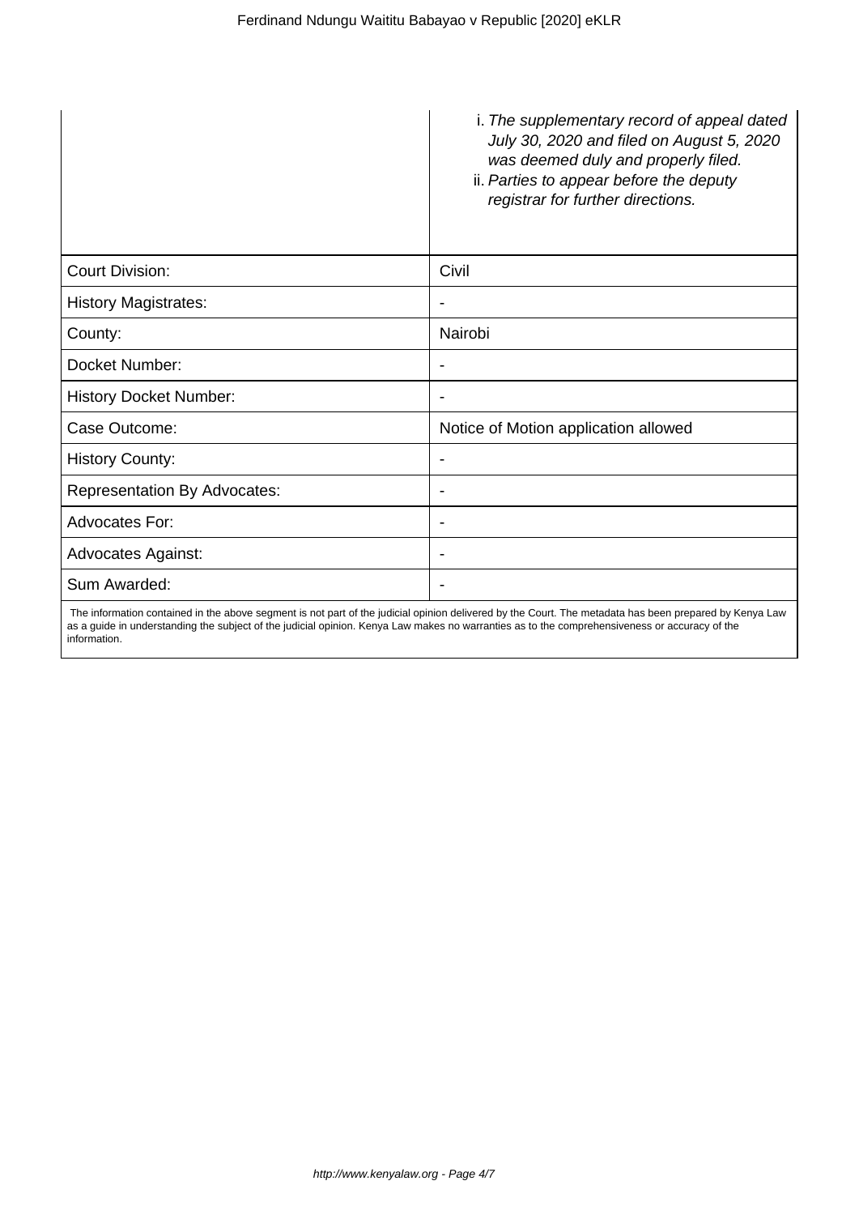| | |
|---|---|
| | i. *The supplementary record of appeal dated July 30, 2020 and filed on August 5, 2020 was deemed duly and properly filed.*<br>ii. *Parties to appear before the deputy registrar for further directions.* |
| Court Division: | Civil |
| History Magistrates: | - |
| County: | Nairobi |
| Docket Number: | - |
| History Docket Number: | - |
| Case Outcome: | Notice of Motion application allowed |
| History County: | - |
| Representation By Advocates: | - |
| Advocates For: | - |
| Advocates Against: | - |
| Sum Awarded: | - |

The information contained in the above segment is not part of the judicial opinion delivered by the Court. The metadata has been prepared by Kenya Law as a guide in understanding the subject of the judicial opinion. Kenya Law makes no warranties as to the comprehensiveness or accuracy of the information.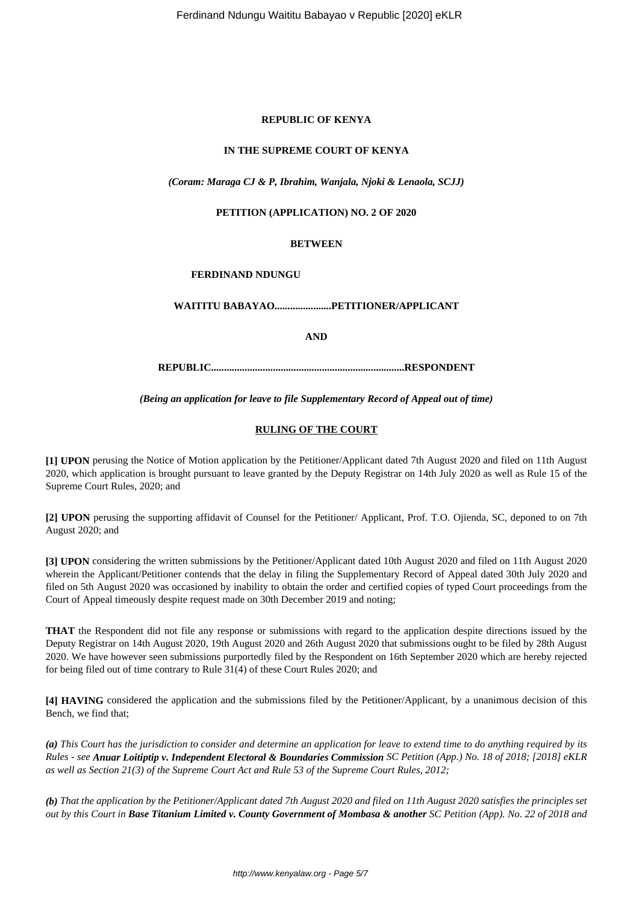**REPUBLIC OF KENYA**

**IN THE SUPREME COURT OF KENYA**

***(Coram: Maraga CJ & P, Ibrahim, Wanjala, Njoki & Lenaola, SCJJ)***

**PETITION (APPLICATION) NO. 2 OF 2020**

**BETWEEN**

**FERDINAND NDUNGU**

**WAITITU BABAYAO.....................PETITIONER/APPLICANT**

**AND**

**REPUBLIC.........................................................................RESPONDENT**

***(Being an application for leave to file Supplementary Record of Appeal out of time)***

**RULING OF THE COURT**

**[1] UPON** perusing the Notice of Motion application by the Petitioner/Applicant dated 7th August 2020 and filed on 11th August 2020, which application is brought pursuant to leave granted by the Deputy Registrar on 14th July 2020 as well as Rule 15 of the Supreme Court Rules, 2020; and

**[2] UPON** perusing the supporting affidavit of Counsel for the Petitioner/ Applicant, Prof. T.O. Ojienda, SC, deponed to on 7th August 2020; and

**[3] UPON** considering the written submissions by the Petitioner/Applicant dated 10th August 2020 and filed on 11th August 2020 wherein the Applicant/Petitioner contends that the delay in filing the Supplementary Record of Appeal dated 30th July 2020 and filed on 5th August 2020 was occasioned by inability to obtain the order and certified copies of typed Court proceedings from the Court of Appeal timeously despite request made on 30th December 2019 and noting;

**THAT** the Respondent did not file any response or submissions with regard to the application despite directions issued by the Deputy Registrar on 14th August 2020, 19th August 2020 and 26th August 2020 that submissions ought to be filed by 28th August 2020. We have however seen submissions purportedly filed by the Respondent on 16th September 2020 which are hereby rejected for being filed out of time contrary to Rule 31(4) of these Court Rules 2020; and

**[4] HAVING** considered the application and the submissions filed by the Petitioner/Applicant, by a unanimous decision of this Bench, we find that;

***(a)*** *This Court has the jurisdiction to consider and determine an application for leave to extend time to do anything required by its Rules - see* ***Anuar Loitiptip v. Independent Electoral & Boundaries Commission*** *SC Petition (App.) No. 18 of 2018; [2018] eKLR as well as Section 21(3) of the Supreme Court Act and Rule 53 of the Supreme Court Rules, 2012;*

***(b)*** *That the application by the Petitioner/Applicant dated 7th August 2020 and filed on 11th August 2020 satisfies the principles set out by this Court in* ***Base Titanium Limited v. County Government of Mombasa & another*** *SC Petition (App). No. 22 of 2018 and*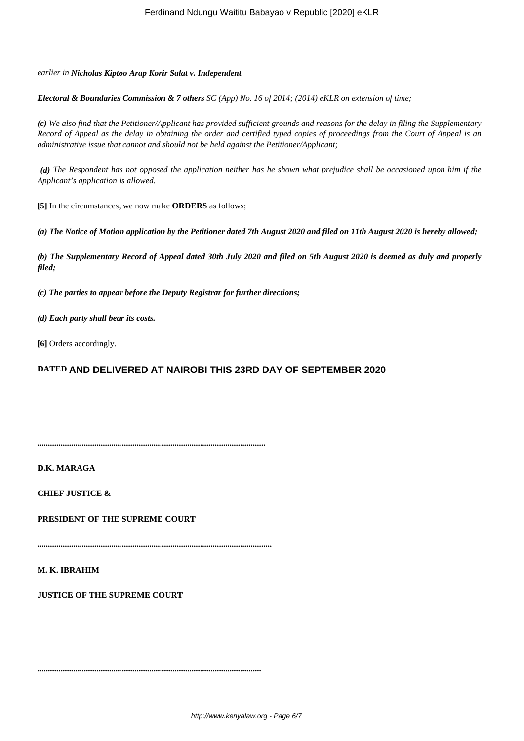*earlier in* ***Nicholas Kiptoo Arap Korir Salat v. Independent***

***Electoral & Boundaries Commission & 7 others*** *SC (App) No. 16 of 2014; (2014) eKLR on extension of time;*

***(c)*** *We also find that the Petitioner/Applicant has provided sufficient grounds and reasons for the delay in filing the Supplementary Record of Appeal as the delay in obtaining the order and certified typed copies of proceedings from the Court of Appeal is an administrative issue that cannot and should not be held against the Petitioner/Applicant;*

***(d)*** *The Respondent has not opposed the application neither has he shown what prejudice shall be occasioned upon him if the Applicant's application is allowed.*

**[5]** In the circumstances, we now make **ORDERS** as follows;

***(a) The Notice of Motion application by the Petitioner dated 7th August 2020 and filed on 11th August 2020 is hereby allowed;***

***(b) The Supplementary Record of Appeal dated 30th July 2020 and filed on 5th August 2020 is deemed as duly and properly filed;***

***(c) The parties to appear before the Deputy Registrar for further directions;***

***(d) Each party shall bear its costs.***

**[6]** Orders accordingly.

**DATED AND DELIVERED AT NAIROBI THIS 23RD DAY OF SEPTEMBER 2020**

..........................................................................................................

**D.K. MARAGA**

**CHIEF JUSTICE &**

**PRESIDENT OF THE SUPREME COURT**

..........................................................................................................

**M. K. IBRAHIM**

**JUSTICE OF THE SUPREME COURT**

..........................................................................................................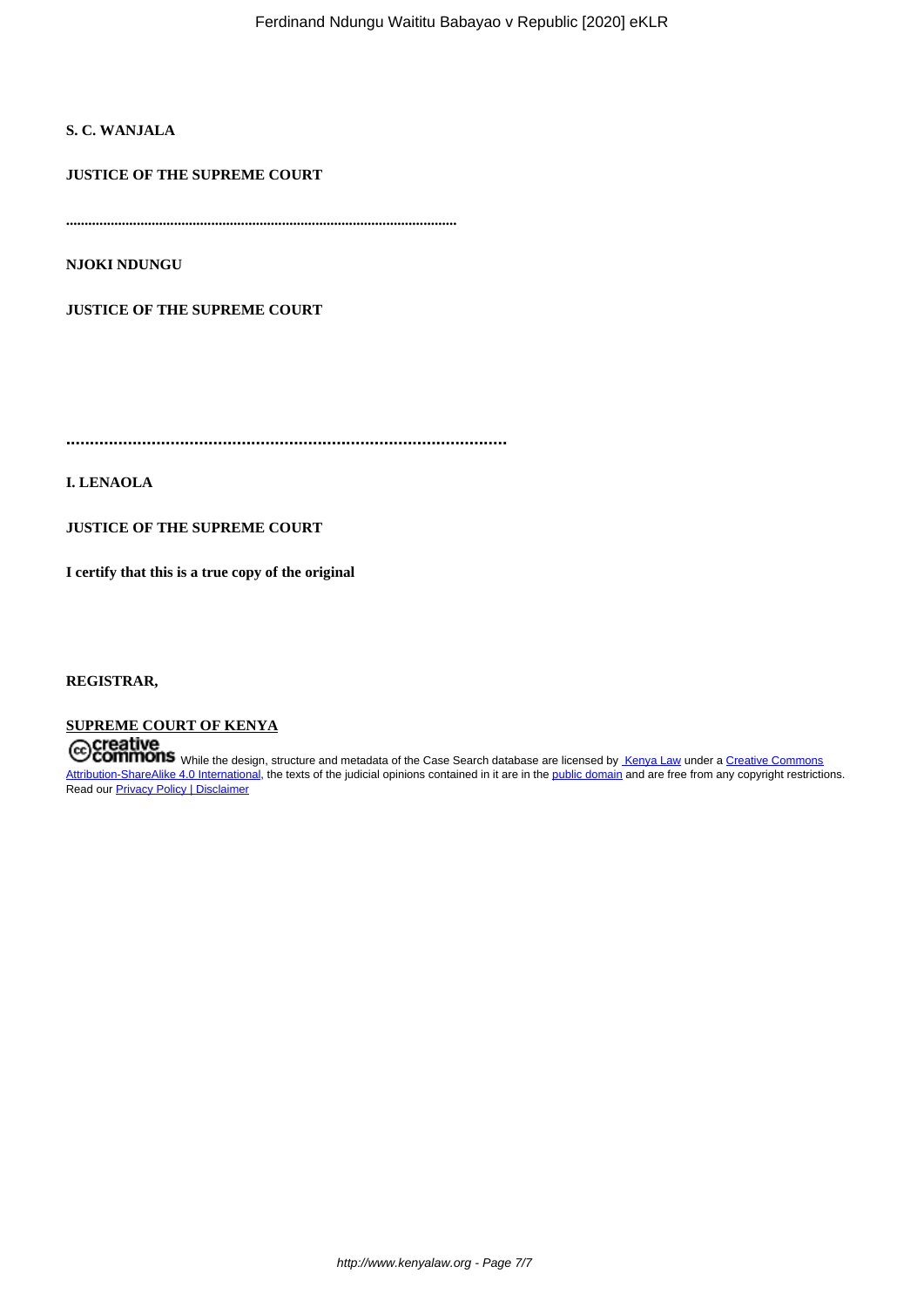**S. C. WANJALA**

**JUSTICE OF THE SUPREME COURT**

**......................................................................................................**

**NJOKI NDUNGU**

**JUSTICE OF THE SUPREME COURT**

**..........................................................................................**

**I. LENAOLA**

**JUSTICE OF THE SUPREME COURT**

**I certify that this is a true copy of the original**

**REGISTRAR,**

**SUPREME COURT OF KENYA**

While the design, structure and metadata of the Case Search database are licensed by Kenya Law under a Creative Commons Attribution-ShareAlike 4.0 International, the texts of the judicial opinions contained in it are in the public domain and are free from any copyright restrictions. Read our Privacy Policy | Disclaimer